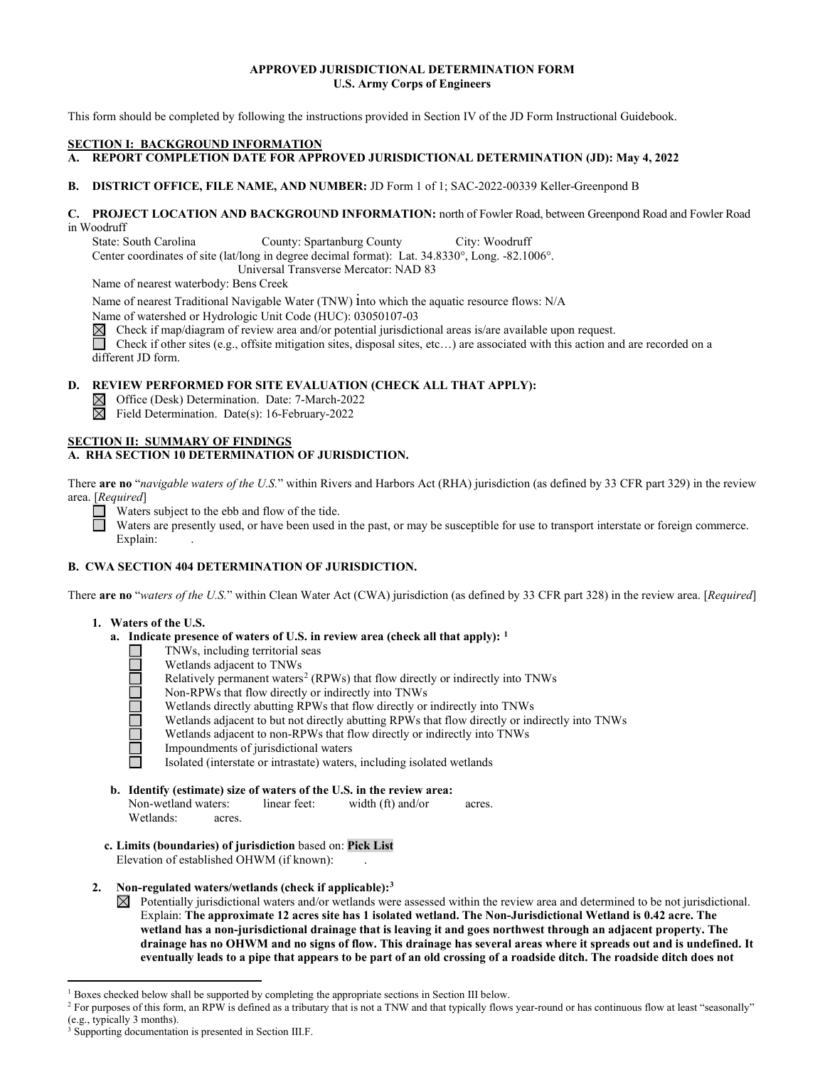**APPROVED JURISDICTIONAL DETERMINATION FORM**
**U.S. Army Corps of Engineers**

This form should be completed by following the instructions provided in Section IV of the JD Form Instructional Guidebook.

## SECTION I: BACKGROUND INFORMATION

**A. REPORT COMPLETION DATE FOR APPROVED JURISDICTIONAL DETERMINATION (JD): May 4, 2022**

**B. DISTRICT OFFICE, FILE NAME, AND NUMBER:** JD Form 1 of 1; SAC-2022-00339 Keller-Greenpond B

**C. PROJECT LOCATION AND BACKGROUND INFORMATION:** north of Fowler Road, between Greenpond Road and Fowler Road in Woodruff

State: South Carolina County: Spartanburg County City: Woodruff

Center coordinates of site (lat/long in degree decimal format): Lat. 34.8330°, Long. -82.1006°.

Universal Transverse Mercator: NAD 83

Name of nearest waterbody: Bens Creek

Name of nearest Traditional Navigable Water (TNW) into which the aquatic resource flows: N/A

Name of watershed or Hydrologic Unit Code (HUC): 03050107-03

☒ Check if map/diagram of review area and/or potential jurisdictional areas is/are available upon request.

☐ Check if other sites (e.g., offsite mitigation sites, disposal sites, etc…) are associated with this action and are recorded on a different JD form.

**D. REVIEW PERFORMED FOR SITE EVALUATION (CHECK ALL THAT APPLY):**

☒ Office (Desk) Determination. Date: 7-March-2022

☒ Field Determination. Date(s): 16-February-2022

## SECTION II: SUMMARY OF FINDINGS

**A. RHA SECTION 10 DETERMINATION OF JURISDICTION.**

There **are no** "*navigable waters of the U.S.*" within Rivers and Harbors Act (RHA) jurisdiction (as defined by 33 CFR part 329) in the review area. [*Required*]

☐ Waters subject to the ebb and flow of the tide.

☐ Waters are presently used, or have been used in the past, or may be susceptible for use to transport interstate or foreign commerce. Explain: .

**B. CWA SECTION 404 DETERMINATION OF JURISDICTION.**

There **are no** "*waters of the U.S.*" within Clean Water Act (CWA) jurisdiction (as defined by 33 CFR part 328) in the review area. [*Required*]

**1. Waters of the U.S.**

**a. Indicate presence of waters of U.S. in review area (check all that apply): [1]**

☐ TNWs, including territorial seas

☐ Wetlands adjacent to TNWs

☐ Relatively permanent waters[2] (RPWs) that flow directly or indirectly into TNWs

☐ Non-RPWs that flow directly or indirectly into TNWs

☐ Wetlands directly abutting RPWs that flow directly or indirectly into TNWs

☐ Wetlands adjacent to but not directly abutting RPWs that flow directly or indirectly into TNWs

☐ Wetlands adjacent to non-RPWs that flow directly or indirectly into TNWs

☐ Impoundments of jurisdictional waters

☐ Isolated (interstate or intrastate) waters, including isolated wetlands

**b. Identify (estimate) size of waters of the U.S. in the review area:**

Non-wetland waters: linear feet: width (ft) and/or acres.

Wetlands: acres.

**c. Limits (boundaries) of jurisdiction** based on: **Pick List**

Elevation of established OHWM (if known): .

**2. Non-regulated waters/wetlands (check if applicable):[3]**

☒ Potentially jurisdictional waters and/or wetlands were assessed within the review area and determined to be not jurisdictional. Explain: **The approximate 12 acres site has 1 isolated wetland. The Non-Jurisdictional Wetland is 0.42 acre. The wetland has a non-jurisdictional drainage that is leaving it and goes northwest through an adjacent property. The drainage has no OHWM and no signs of flow. This drainage has several areas where it spreads out and is undefined. It eventually leads to a pipe that appears to be part of an old crossing of a roadside ditch. The roadside ditch does not**

---

[1] Boxes checked below shall be supported by completing the appropriate sections in Section III below.

[2] For purposes of this form, an RPW is defined as a tributary that is not a TNW and that typically flows year-round or has continuous flow at least "seasonally" (e.g., typically 3 months).

[3] Supporting documentation is presented in Section III.F.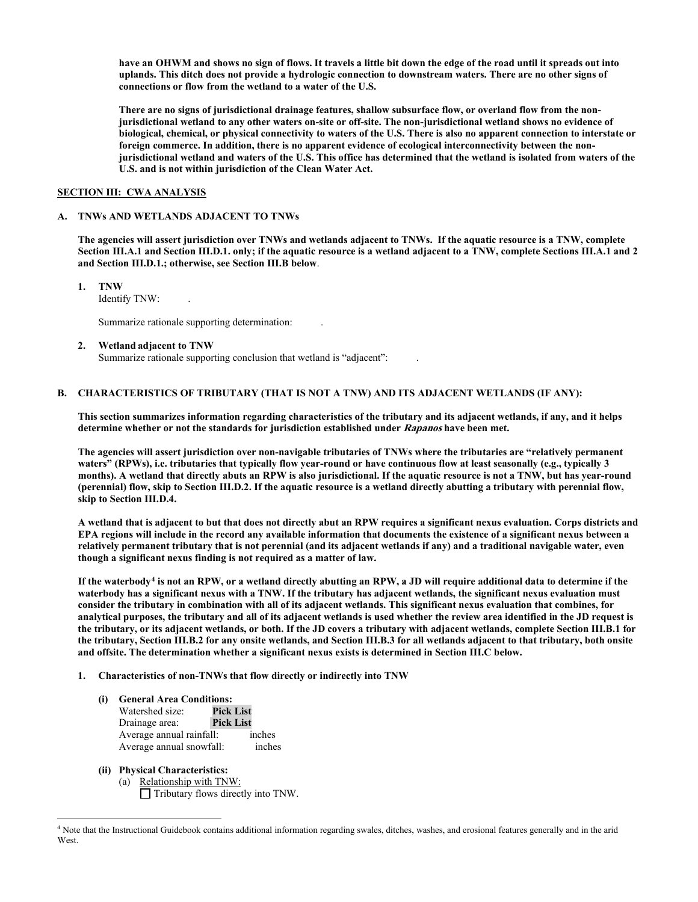**have an OHWM and shows no sign of flows. It travels a little bit down the edge of the road until it spreads out into uplands. This ditch does not provide a hydrologic connection to downstream waters. There are no other signs of connections or flow from the wetland to a water of the U.S.**

**There are no signs of jurisdictional drainage features, shallow subsurface flow, or overland flow from the non-jurisdictional wetland to any other waters on-site or off-site. The non-jurisdictional wetland shows no evidence of biological, chemical, or physical connectivity to waters of the U.S. There is also no apparent connection to interstate or foreign commerce. In addition, there is no apparent evidence of ecological interconnectivity between the non-jurisdictional wetland and waters of the U.S. This office has determined that the wetland is isolated from waters of the U.S. and is not within jurisdiction of the Clean Water Act.**

## SECTION III: CWA ANALYSIS

### A. TNWs AND WETLANDS ADJACENT TO TNWs

**The agencies will assert jurisdiction over TNWs and wetlands adjacent to TNWs. If the aquatic resource is a TNW, complete Section III.A.1 and Section III.D.1. only; if the aquatic resource is a wetland adjacent to a TNW, complete Sections III.A.1 and 2 and Section III.D.1.; otherwise, see Section III.B below**.

1. **TNW**
   Identify TNW: .

   Summarize rationale supporting determination: .

2. **Wetland adjacent to TNW**
   Summarize rationale supporting conclusion that wetland is "adjacent": .

### B. CHARACTERISTICS OF TRIBUTARY (THAT IS NOT A TNW) AND ITS ADJACENT WETLANDS (IF ANY):

**This section summarizes information regarding characteristics of the tributary and its adjacent wetlands, if any, and it helps determine whether or not the standards for jurisdiction established under *Rapanos* have been met.**

**The agencies will assert jurisdiction over non-navigable tributaries of TNWs where the tributaries are "relatively permanent waters" (RPWs), i.e. tributaries that typically flow year-round or have continuous flow at least seasonally (e.g., typically 3 months). A wetland that directly abuts an RPW is also jurisdictional. If the aquatic resource is not a TNW, but has year-round (perennial) flow, skip to Section III.D.2. If the aquatic resource is a wetland directly abutting a tributary with perennial flow, skip to Section III.D.4.**

**A wetland that is adjacent to but that does not directly abut an RPW requires a significant nexus evaluation. Corps districts and EPA regions will include in the record any available information that documents the existence of a significant nexus between a relatively permanent tributary that is not perennial (and its adjacent wetlands if any) and a traditional navigable water, even though a significant nexus finding is not required as a matter of law.**

**If the waterbody[4] is not an RPW, or a wetland directly abutting an RPW, a JD will require additional data to determine if the waterbody has a significant nexus with a TNW. If the tributary has adjacent wetlands, the significant nexus evaluation must consider the tributary in combination with all of its adjacent wetlands. This significant nexus evaluation that combines, for analytical purposes, the tributary and all of its adjacent wetlands is used whether the review area identified in the JD request is the tributary, or its adjacent wetlands, or both. If the JD covers a tributary with adjacent wetlands, complete Section III.B.1 for the tributary, Section III.B.2 for any onsite wetlands, and Section III.B.3 for all wetlands adjacent to that tributary, both onsite and offsite. The determination whether a significant nexus exists is determined in Section III.C below.**

1. **Characteristics of non-TNWs that flow directly or indirectly into TNW**

   **(i) General Area Conditions:**
   Watershed size: **Pick List**
   Drainage area: **Pick List**
   Average annual rainfall: inches
   Average annual snowfall: inches

   **(ii) Physical Characteristics:**
   (a) Relationship with TNW:
   ☐ Tributary flows directly into TNW.

[4] Note that the Instructional Guidebook contains additional information regarding swales, ditches, washes, and erosional features generally and in the arid West.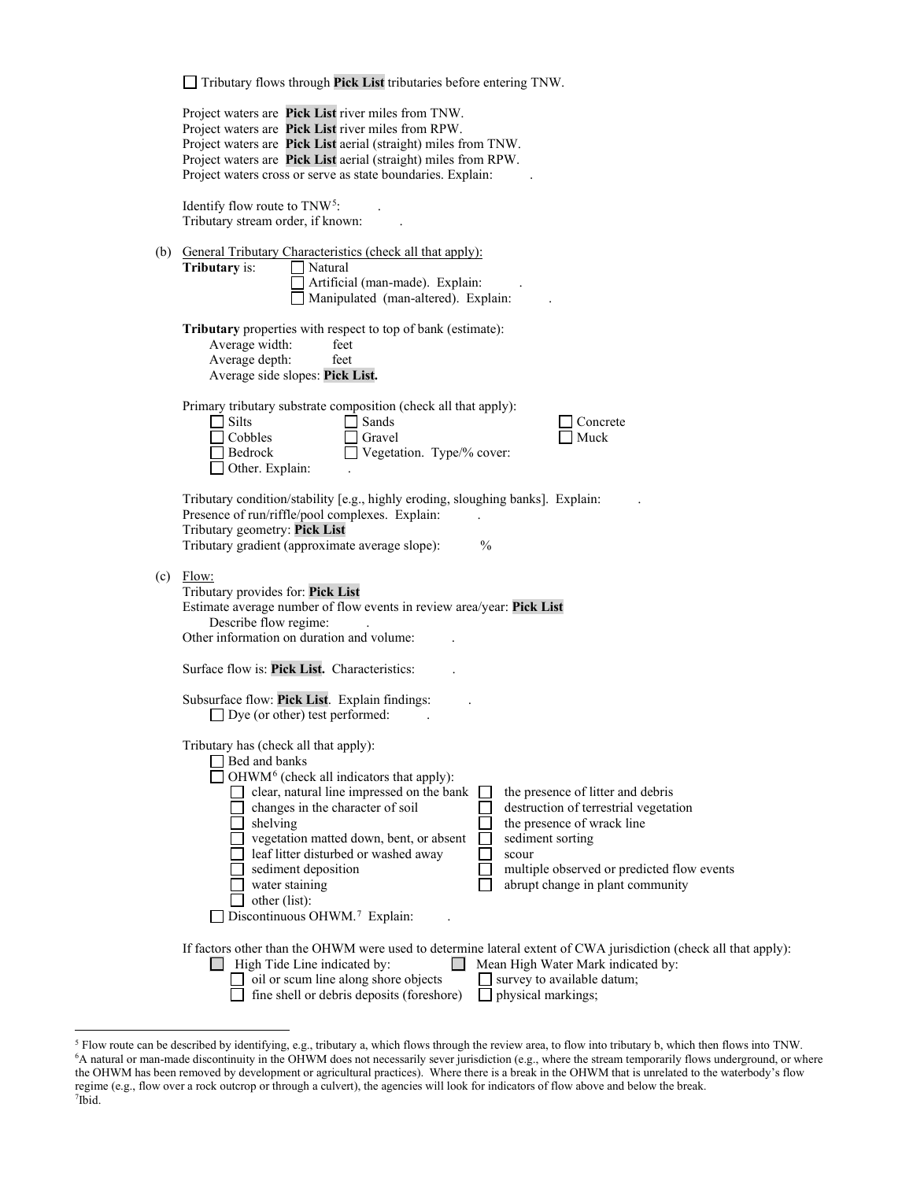☐ Tributary flows through **Pick List** tributaries before entering TNW.

Project waters are **Pick List** river miles from TNW.
Project waters are **Pick List** river miles from RPW.
Project waters are **Pick List** aerial (straight) miles from TNW.
Project waters are **Pick List** aerial (straight) miles from RPW.
Project waters cross or serve as state boundaries. Explain: .

Identify flow route to TNW[5]: .
Tributary stream order, if known: .

(b) General Tributary Characteristics (check all that apply):

**Tributary** is:
- ☐ Natural
- ☐ Artificial (man-made). Explain: .
- ☐ Manipulated (man-altered). Explain: .

**Tributary** properties with respect to top of bank (estimate):
- Average width: feet
- Average depth: feet
- Average side slopes: **Pick List.**

Primary tributary substrate composition (check all that apply):
- ☐ Silts
- ☐ Sands
- ☐ Concrete
- ☐ Cobbles
- ☐ Gravel
- ☐ Muck
- ☐ Bedrock
- ☐ Vegetation. Type/% cover:
- ☐ Other. Explain: .

Tributary condition/stability [e.g., highly eroding, sloughing banks]. Explain: .
Presence of run/riffle/pool complexes. Explain: .
Tributary geometry: **Pick List**
Tributary gradient (approximate average slope): %

(c) Flow:

Tributary provides for: **Pick List**
Estimate average number of flow events in review area/year: **Pick List**
Describe flow regime: .
Other information on duration and volume: .

Surface flow is: **Pick List.** Characteristics: .

Subsurface flow: **Pick List**. Explain findings: .
- ☐ Dye (or other) test performed: .

Tributary has (check all that apply):
- ☐ Bed and banks
- ☐ OHWM[6] (check all indicators that apply):
  - ☐ clear, natural line impressed on the bank
  - ☐ the presence of litter and debris
  - ☐ changes in the character of soil
  - ☐ destruction of terrestrial vegetation
  - ☐ shelving
  - ☐ the presence of wrack line
  - ☐ vegetation matted down, bent, or absent
  - ☐ sediment sorting
  - ☐ leaf litter disturbed or washed away
  - ☐ scour
  - ☐ sediment deposition
  - ☐ multiple observed or predicted flow events
  - ☐ water staining
  - ☐ abrupt change in plant community
  - ☐ other (list):
- ☐ Discontinuous OHWM.[7] Explain: .

If factors other than the OHWM were used to determine lateral extent of CWA jurisdiction (check all that apply):
- ☐ High Tide Line indicated by:
  - ☐ oil or scum line along shore objects
  - ☐ fine shell or debris deposits (foreshore)
- ☐ Mean High Water Mark indicated by:
  - ☐ survey to available datum;
  - ☐ physical markings;

---

[5] Flow route can be described by identifying, e.g., tributary a, which flows through the review area, to flow into tributary b, which then flows into TNW.
[6] A natural or man-made discontinuity in the OHWM does not necessarily sever jurisdiction (e.g., where the stream temporarily flows underground, or where the OHWM has been removed by development or agricultural practices). Where there is a break in the OHWM that is unrelated to the waterbody's flow regime (e.g., flow over a rock outcrop or through a culvert), the agencies will look for indicators of flow above and below the break.
[7] Ibid.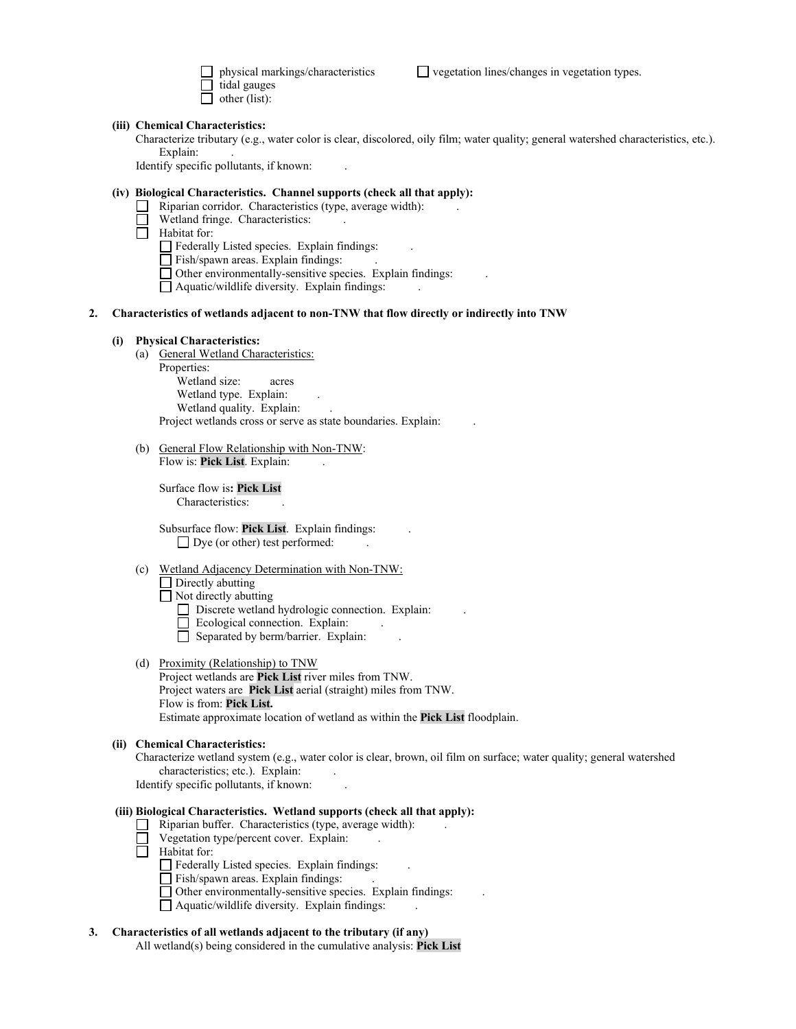☐ physical markings/characteristics ☐ vegetation lines/changes in vegetation types.
☐ tidal gauges
☐ other (list):

**(iii) Chemical Characteristics:**

Characterize tributary (e.g., water color is clear, discolored, oily film; water quality; general watershed characteristics, etc.). Explain: .

Identify specific pollutants, if known: .

**(iv) Biological Characteristics. Channel supports (check all that apply):**

☐ Riparian corridor. Characteristics (type, average width): .
☐ Wetland fringe. Characteristics: .
☐ Habitat for:
  ☐ Federally Listed species. Explain findings: .
  ☐ Fish/spawn areas. Explain findings: .
  ☐ Other environmentally-sensitive species. Explain findings: .
  ☐ Aquatic/wildlife diversity. Explain findings: .

**2. Characteristics of wetlands adjacent to non-TNW that flow directly or indirectly into TNW**

**(i) Physical Characteristics:**

(a) General Wetland Characteristics:
Properties:
  Wetland size: acres
  Wetland type. Explain: .
  Wetland quality. Explain: .
Project wetlands cross or serve as state boundaries. Explain: .

(b) General Flow Relationship with Non-TNW:
Flow is: **Pick List**. Explain: .

Surface flow is**: Pick List**
  Characteristics: .

Subsurface flow: **Pick List**. Explain findings: .
  ☐ Dye (or other) test performed: .

(c) Wetland Adjacency Determination with Non-TNW:
☐ Directly abutting
☐ Not directly abutting
  ☐ Discrete wetland hydrologic connection. Explain: .
  ☐ Ecological connection. Explain: .
  ☐ Separated by berm/barrier. Explain: .

(d) Proximity (Relationship) to TNW
Project wetlands are **Pick List** river miles from TNW.
Project waters are **Pick List** aerial (straight) miles from TNW.
Flow is from: **Pick List.**
Estimate approximate location of wetland as within the **Pick List** floodplain.

**(ii) Chemical Characteristics:**

Characterize wetland system (e.g., water color is clear, brown, oil film on surface; water quality; general watershed characteristics; etc.). Explain: .

Identify specific pollutants, if known: .

**(iii) Biological Characteristics. Wetland supports (check all that apply):**

☐ Riparian buffer. Characteristics (type, average width): .
☐ Vegetation type/percent cover. Explain: .
☐ Habitat for:
  ☐ Federally Listed species. Explain findings: .
  ☐ Fish/spawn areas. Explain findings: .
  ☐ Other environmentally-sensitive species. Explain findings: .
  ☐ Aquatic/wildlife diversity. Explain findings: .

**3. Characteristics of all wetlands adjacent to the tributary (if any)**

All wetland(s) being considered in the cumulative analysis: **Pick List**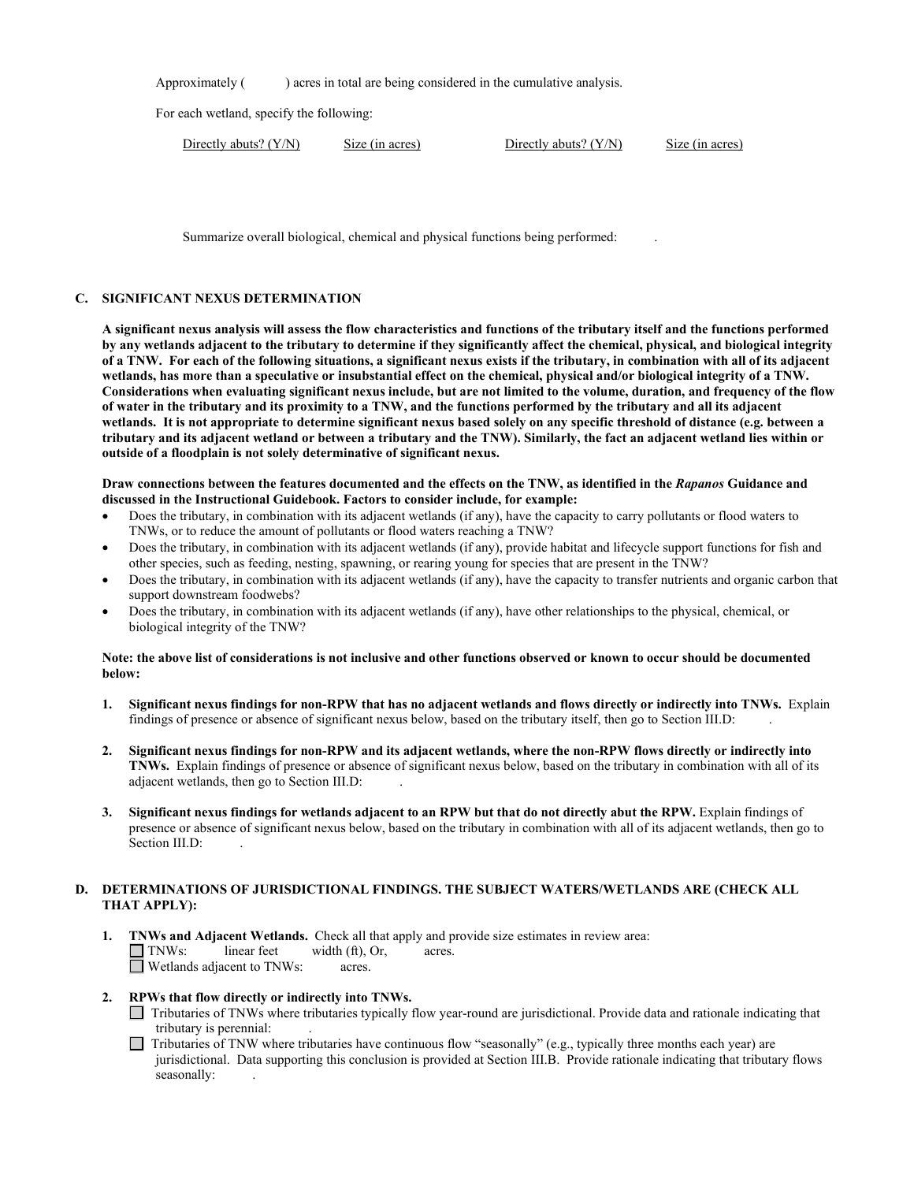Approximately (     ) acres in total are being considered in the cumulative analysis.

For each wetland, specify the following:

| Directly abuts? (Y/N) | Size (in acres) | Directly abuts? (Y/N) | Size (in acres) |
| --- | --- | --- | --- |

Summarize overall biological, chemical and physical functions being performed:     .

### C. SIGNIFICANT NEXUS DETERMINATION

**A significant nexus analysis will assess the flow characteristics and functions of the tributary itself and the functions performed by any wetlands adjacent to the tributary to determine if they significantly affect the chemical, physical, and biological integrity of a TNW. For each of the following situations, a significant nexus exists if the tributary, in combination with all of its adjacent wetlands, has more than a speculative or insubstantial effect on the chemical, physical and/or biological integrity of a TNW. Considerations when evaluating significant nexus include, but are not limited to the volume, duration, and frequency of the flow of water in the tributary and its proximity to a TNW, and the functions performed by the tributary and all its adjacent wetlands. It is not appropriate to determine significant nexus based solely on any specific threshold of distance (e.g. between a tributary and its adjacent wetland or between a tributary and the TNW). Similarly, the fact an adjacent wetland lies within or outside of a floodplain is not solely determinative of significant nexus.**

**Draw connections between the features documented and the effects on the TNW, as identified in the *Rapanos* Guidance and discussed in the Instructional Guidebook. Factors to consider include, for example:**

- Does the tributary, in combination with its adjacent wetlands (if any), have the capacity to carry pollutants or flood waters to TNWs, or to reduce the amount of pollutants or flood waters reaching a TNW?
- Does the tributary, in combination with its adjacent wetlands (if any), provide habitat and lifecycle support functions for fish and other species, such as feeding, nesting, spawning, or rearing young for species that are present in the TNW?
- Does the tributary, in combination with its adjacent wetlands (if any), have the capacity to transfer nutrients and organic carbon that support downstream foodwebs?
- Does the tributary, in combination with its adjacent wetlands (if any), have other relationships to the physical, chemical, or biological integrity of the TNW?

**Note: the above list of considerations is not inclusive and other functions observed or known to occur should be documented below:**

1. **Significant nexus findings for non-RPW that has no adjacent wetlands and flows directly or indirectly into TNWs.** Explain findings of presence or absence of significant nexus below, based on the tributary itself, then go to Section III.D:     .

2. **Significant nexus findings for non-RPW and its adjacent wetlands, where the non-RPW flows directly or indirectly into TNWs.** Explain findings of presence or absence of significant nexus below, based on the tributary in combination with all of its adjacent wetlands, then go to Section III.D:     .

3. **Significant nexus findings for wetlands adjacent to an RPW but that do not directly abut the RPW.** Explain findings of presence or absence of significant nexus below, based on the tributary in combination with all of its adjacent wetlands, then go to Section III.D:     .

### D. DETERMINATIONS OF JURISDICTIONAL FINDINGS. THE SUBJECT WATERS/WETLANDS ARE (CHECK ALL THAT APPLY):

1. **TNWs and Adjacent Wetlands.** Check all that apply and provide size estimates in review area:
   - ☐ TNWs:     linear feet     width (ft), Or,     acres.
   - ☐ Wetlands adjacent to TNWs:     acres.

2. **RPWs that flow directly or indirectly into TNWs.**
   - ☐ Tributaries of TNWs where tributaries typically flow year-round are jurisdictional. Provide data and rationale indicating that tributary is perennial:     .
   - ☐ Tributaries of TNW where tributaries have continuous flow "seasonally" (e.g., typically three months each year) are jurisdictional. Data supporting this conclusion is provided at Section III.B. Provide rationale indicating that tributary flows seasonally:     .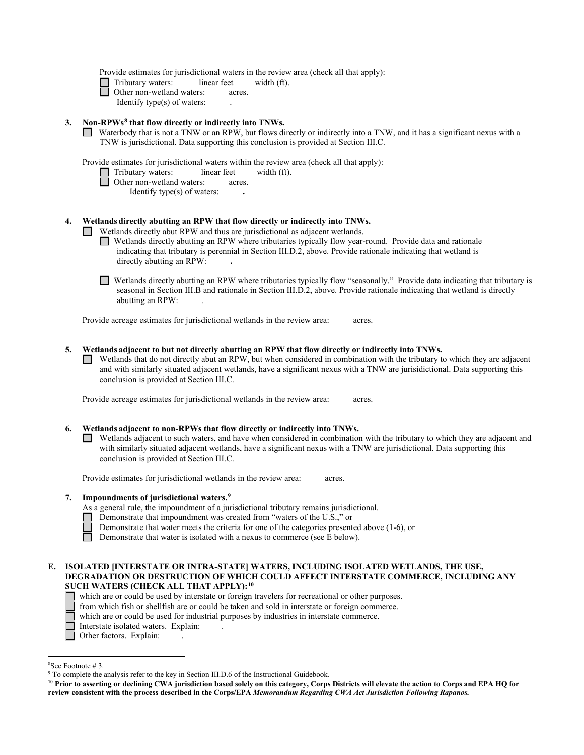Provide estimates for jurisdictional waters in the review area (check all that apply):

- ☐ Tributary waters: linear feet width (ft).
- ☐ Other non-wetland waters: acres.
  - Identify type(s) of waters: .

**3. Non-RPWs[8] that flow directly or indirectly into TNWs.**

☐ Waterbody that is not a TNW or an RPW, but flows directly or indirectly into a TNW, and it has a significant nexus with a TNW is jurisdictional. Data supporting this conclusion is provided at Section III.C.

Provide estimates for jurisdictional waters within the review area (check all that apply):

- ☐ Tributary waters: linear feet width (ft).
- ☐ Other non-wetland waters: acres.
  - Identify type(s) of waters: **.**

**4. Wetlands directly abutting an RPW that flow directly or indirectly into TNWs.**

☐ Wetlands directly abut RPW and thus are jurisdictional as adjacent wetlands.

- ☐ Wetlands directly abutting an RPW where tributaries typically flow year-round. Provide data and rationale indicating that tributary is perennial in Section III.D.2, above. Provide rationale indicating that wetland is directly abutting an RPW: **.**
- ☐ Wetlands directly abutting an RPW where tributaries typically flow "seasonally." Provide data indicating that tributary is seasonal in Section III.B and rationale in Section III.D.2, above. Provide rationale indicating that wetland is directly abutting an RPW: .

Provide acreage estimates for jurisdictional wetlands in the review area: acres.

**5. Wetlands adjacent to but not directly abutting an RPW that flow directly or indirectly into TNWs.**

☐ Wetlands that do not directly abut an RPW, but when considered in combination with the tributary to which they are adjacent and with similarly situated adjacent wetlands, have a significant nexus with a TNW are jurisidictional. Data supporting this conclusion is provided at Section III.C.

Provide acreage estimates for jurisdictional wetlands in the review area: acres.

**6. Wetlands adjacent to non-RPWs that flow directly or indirectly into TNWs.**

☐ Wetlands adjacent to such waters, and have when considered in combination with the tributary to which they are adjacent and with similarly situated adjacent wetlands, have a significant nexus with a TNW are jurisdictional. Data supporting this conclusion is provided at Section III.C.

Provide estimates for jurisdictional wetlands in the review area: acres.

**7. Impoundments of jurisdictional waters.[9]**

As a general rule, the impoundment of a jurisdictional tributary remains jurisdictional.

- ☐ Demonstrate that impoundment was created from "waters of the U.S.," or
- ☐ Demonstrate that water meets the criteria for one of the categories presented above (1-6), or
- ☐ Demonstrate that water is isolated with a nexus to commerce (see E below).

**E. ISOLATED [INTERSTATE OR INTRA-STATE] WATERS, INCLUDING ISOLATED WETLANDS, THE USE, DEGRADATION OR DESTRUCTION OF WHICH COULD AFFECT INTERSTATE COMMERCE, INCLUDING ANY SUCH WATERS (CHECK ALL THAT APPLY):[10]**

- ☐ which are or could be used by interstate or foreign travelers for recreational or other purposes.
- ☐ from which fish or shellfish are or could be taken and sold in interstate or foreign commerce.
- ☐ which are or could be used for industrial purposes by industries in interstate commerce.
- ☐ Interstate isolated waters. Explain: .
- ☐ Other factors. Explain: .

---

[8] See Footnote # 3.

[9] To complete the analysis refer to the key in Section III.D.6 of the Instructional Guidebook.

[10] **Prior to asserting or declining CWA jurisdiction based solely on this category, Corps Districts will elevate the action to Corps and EPA HQ for review consistent with the process described in the Corps/EPA *Memorandum Regarding CWA Act Jurisdiction Following Rapanos.***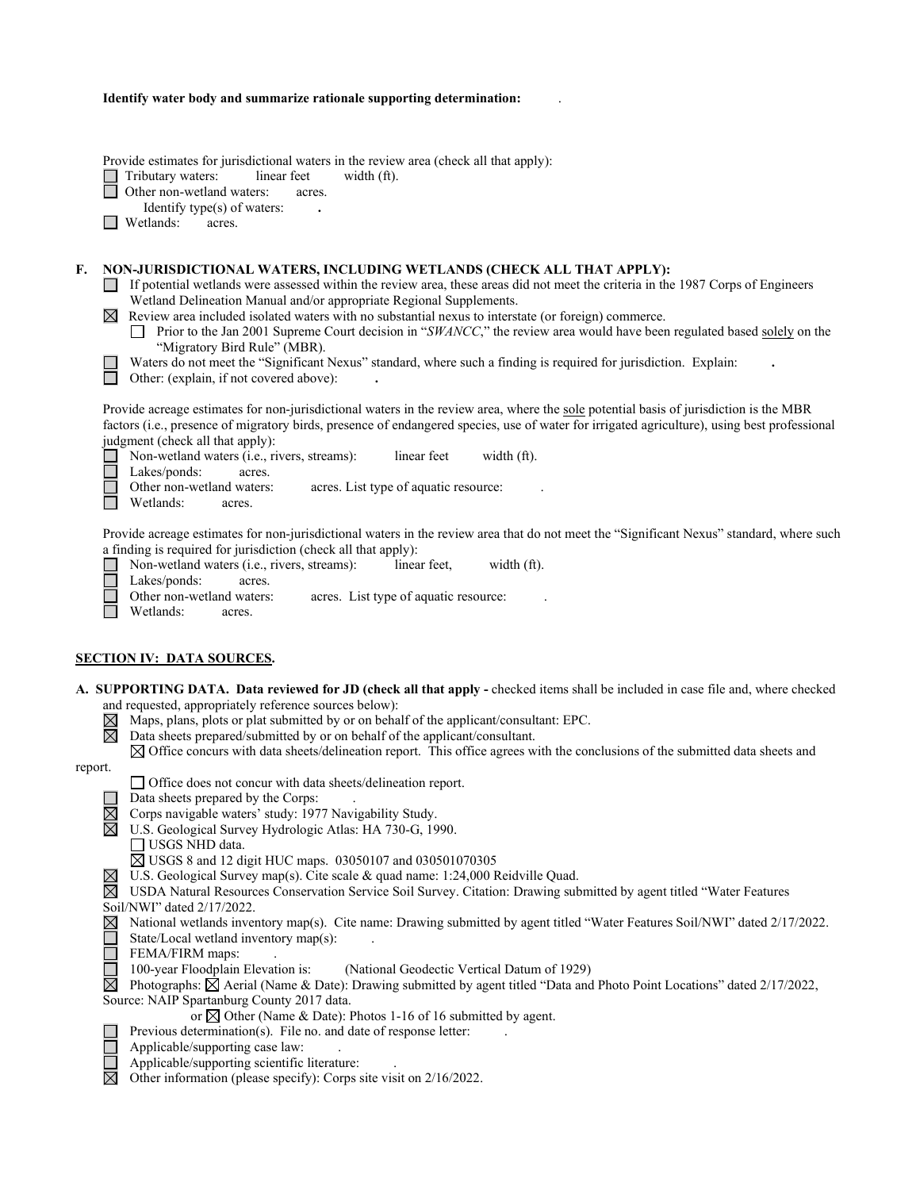**Identify water body and summarize rationale supporting determination:** .

Provide estimates for jurisdictional waters in the review area (check all that apply):

- ☐ Tributary waters: linear feet width (ft).
- ☐ Other non-wetland waters: acres.
  - Identify type(s) of waters: **.**
- ☐ Wetlands: acres.

**F. NON-JURISDICTIONAL WATERS, INCLUDING WETLANDS (CHECK ALL THAT APPLY):**

- ☐ If potential wetlands were assessed within the review area, these areas did not meet the criteria in the 1987 Corps of Engineers Wetland Delineation Manual and/or appropriate Regional Supplements.
- ☒ Review area included isolated waters with no substantial nexus to interstate (or foreign) commerce.
  - ☐ Prior to the Jan 2001 Supreme Court decision in "*SWANCC*," the review area would have been regulated based solely on the "Migratory Bird Rule" (MBR).
- ☐ Waters do not meet the "Significant Nexus" standard, where such a finding is required for jurisdiction. Explain: **.**
- ☐ Other: (explain, if not covered above): **.**

Provide acreage estimates for non-jurisdictional waters in the review area, where the sole potential basis of jurisdiction is the MBR factors (i.e., presence of migratory birds, presence of endangered species, use of water for irrigated agriculture), using best professional judgment (check all that apply):

- ☐ Non-wetland waters (i.e., rivers, streams): linear feet width (ft).
- ☐ Lakes/ponds: acres.
- ☐ Other non-wetland waters: acres. List type of aquatic resource: .
- ☐ Wetlands: acres.

Provide acreage estimates for non-jurisdictional waters in the review area that do not meet the "Significant Nexus" standard, where such a finding is required for jurisdiction (check all that apply):

- ☐ Non-wetland waters (i.e., rivers, streams): linear feet, width (ft).
- ☐ Lakes/ponds: acres.
- ☐ Other non-wetland waters: acres. List type of aquatic resource: .
- ☐ Wetlands: acres.

## SECTION IV: DATA SOURCES.

**A. SUPPORTING DATA. Data reviewed for JD (check all that apply -** checked items shall be included in case file and, where checked and requested, appropriately reference sources below):

- ☒ Maps, plans, plots or plat submitted by or on behalf of the applicant/consultant: EPC.
- ☒ Data sheets prepared/submitted by or on behalf of the applicant/consultant.
  - ☒ Office concurs with data sheets/delineation report. This office agrees with the conclusions of the submitted data sheets and report.
  - ☐ Office does not concur with data sheets/delineation report.
- ☐ Data sheets prepared by the Corps: .
- ☒ Corps navigable waters' study: 1977 Navigability Study.
- ☒ U.S. Geological Survey Hydrologic Atlas: HA 730-G, 1990.
  - ☐ USGS NHD data.
  - ☒ USGS 8 and 12 digit HUC maps. 03050107 and 030501070305
- ☒ U.S. Geological Survey map(s). Cite scale & quad name: 1:24,000 Reidville Quad.
- ☒ USDA Natural Resources Conservation Service Soil Survey. Citation: Drawing submitted by agent titled "Water Features Soil/NWI" dated 2/17/2022.
- ☒ National wetlands inventory map(s). Cite name: Drawing submitted by agent titled "Water Features Soil/NWI" dated 2/17/2022.
- ☐ State/Local wetland inventory map(s): .
- ☐ FEMA/FIRM maps: .
- ☐ 100-year Floodplain Elevation is: (National Geodectic Vertical Datum of 1929)
- ☒ Photographs: ☒ Aerial (Name & Date): Drawing submitted by agent titled "Data and Photo Point Locations" dated 2/17/2022, Source: NAIP Spartanburg County 2017 data.
  - or ☒ Other (Name & Date): Photos 1-16 of 16 submitted by agent.
- ☐ Previous determination(s). File no. and date of response letter: .
- ☐ Applicable/supporting case law: .
- ☐ Applicable/supporting scientific literature: .
- ☒ Other information (please specify): Corps site visit on 2/16/2022.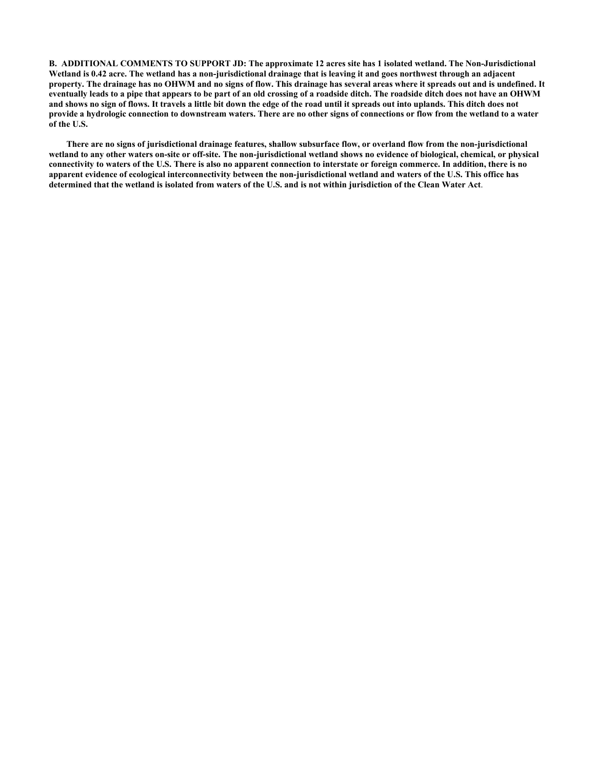**B. ADDITIONAL COMMENTS TO SUPPORT JD: The approximate 12 acres site has 1 isolated wetland. The Non-Jurisdictional Wetland is 0.42 acre. The wetland has a non-jurisdictional drainage that is leaving it and goes northwest through an adjacent property. The drainage has no OHWM and no signs of flow. This drainage has several areas where it spreads out and is undefined. It eventually leads to a pipe that appears to be part of an old crossing of a roadside ditch. The roadside ditch does not have an OHWM and shows no sign of flows. It travels a little bit down the edge of the road until it spreads out into uplands. This ditch does not provide a hydrologic connection to downstream waters. There are no other signs of connections or flow from the wetland to a water of the U.S.**

**There are no signs of jurisdictional drainage features, shallow subsurface flow, or overland flow from the non-jurisdictional wetland to any other waters on-site or off-site. The non-jurisdictional wetland shows no evidence of biological, chemical, or physical connectivity to waters of the U.S. There is also no apparent connection to interstate or foreign commerce. In addition, there is no apparent evidence of ecological interconnectivity between the non-jurisdictional wetland and waters of the U.S. This office has determined that the wetland is isolated from waters of the U.S. and is not within jurisdiction of the Clean Water Act**.